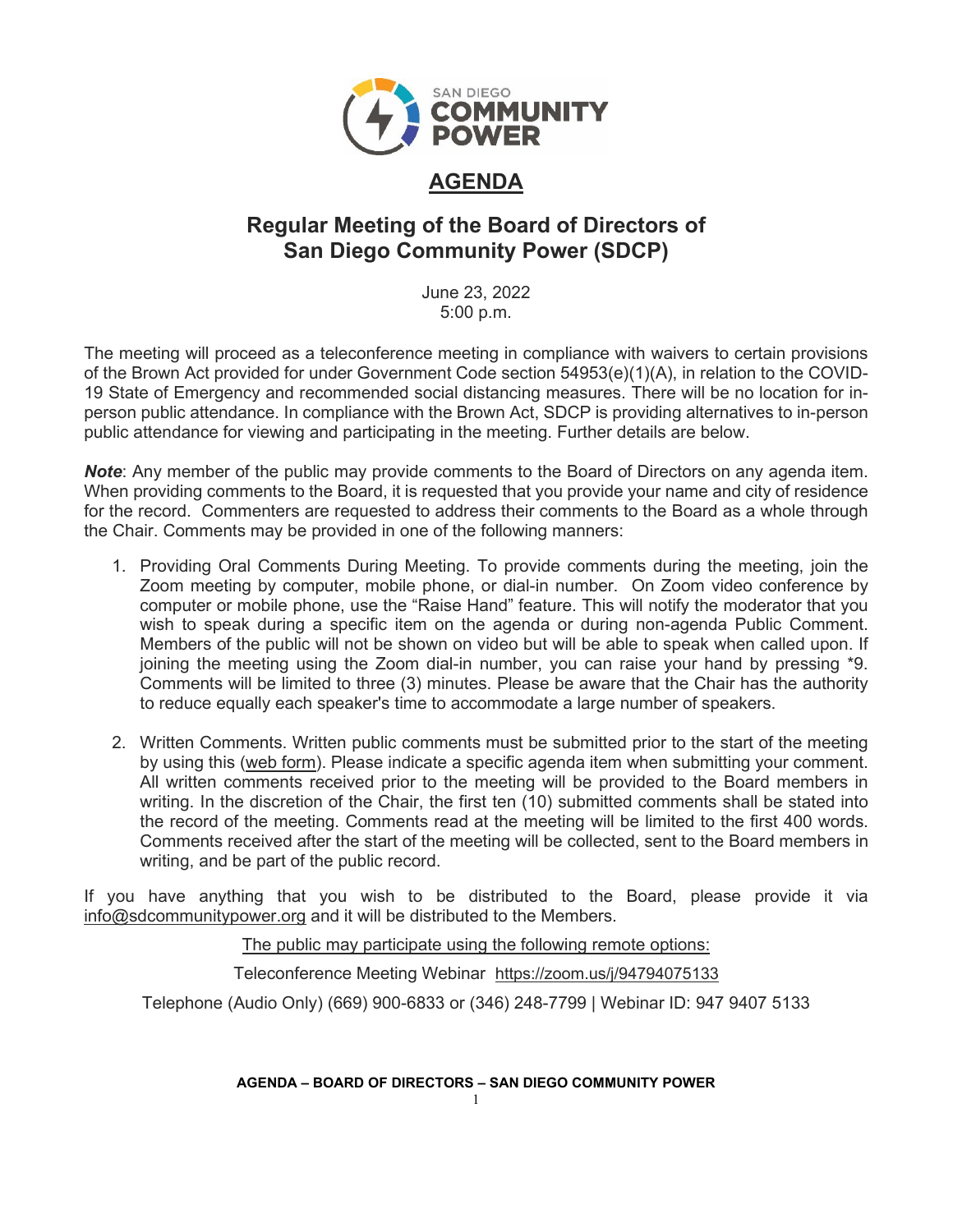# AGENDA

## Regular Meeting of the Board of Directors of San Diego Community Power (SDCP)

June 23, 2022
5:00 p.m.

The meeting will proceed as a teleconference meeting in compliance with waivers to certain provisions of the Brown Act provided for under Government Code section 54953(e)(1)(A), in relation to the COVID-19 State of Emergency and recommended social distancing measures. There will be no location for in-person public attendance. In compliance with the Brown Act, SDCP is providing alternatives to in-person public attendance for viewing and participating in the meeting. Further details are below.

***Note***: Any member of the public may provide comments to the Board of Directors on any agenda item. When providing comments to the Board, it is requested that you provide your name and city of residence for the record. Commenters are requested to address their comments to the Board as a whole through the Chair. Comments may be provided in one of the following manners:

1. Providing Oral Comments During Meeting. To provide comments during the meeting, join the Zoom meeting by computer, mobile phone, or dial-in number. On Zoom video conference by computer or mobile phone, use the "Raise Hand" feature. This will notify the moderator that you wish to speak during a specific item on the agenda or during non-agenda Public Comment. Members of the public will not be shown on video but will be able to speak when called upon. If joining the meeting using the Zoom dial-in number, you can raise your hand by pressing *9. Comments will be limited to three (3) minutes. Please be aware that the Chair has the authority to reduce equally each speaker's time to accommodate a large number of speakers.

2. Written Comments. Written public comments must be submitted prior to the start of the meeting by using this (web form). Please indicate a specific agenda item when submitting your comment. All written comments received prior to the meeting will be provided to the Board members in writing. In the discretion of the Chair, the first ten (10) submitted comments shall be stated into the record of the meeting. Comments read at the meeting will be limited to the first 400 words. Comments received after the start of the meeting will be collected, sent to the Board members in writing, and be part of the public record.

If you have anything that you wish to be distributed to the Board, please provide it via info@sdcommunitypower.org and it will be distributed to the Members.

The public may participate using the following remote options:

Teleconference Meeting Webinar https://zoom.us/j/94794075133

Telephone (Audio Only) (669) 900-6833 or (346) 248-7799 | Webinar ID: 947 9407 5133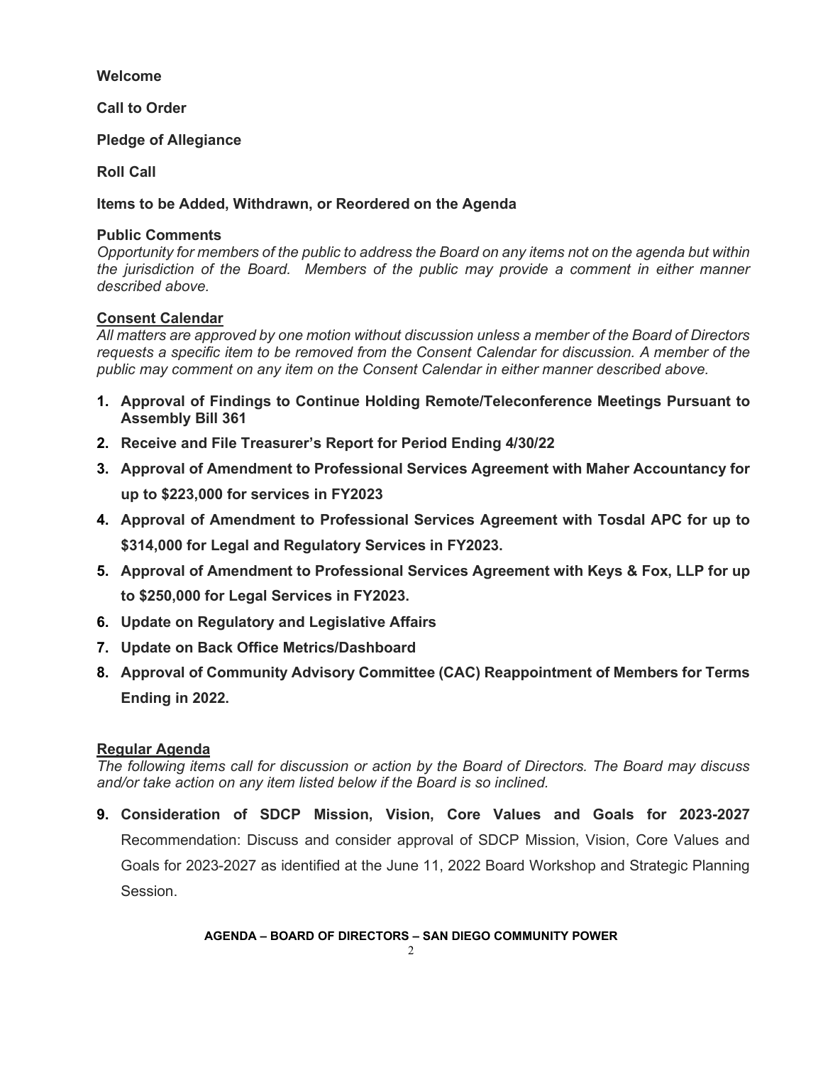**Welcome**

**Call to Order**

**Pledge of Allegiance**

**Roll Call**

**Items to be Added, Withdrawn, or Reordered on the Agenda**

**Public Comments**

*Opportunity for members of the public to address the Board on any items not on the agenda but within the jurisdiction of the Board. Members of the public may provide a comment in either manner described above.*

**Consent Calendar**

*All matters are approved by one motion without discussion unless a member of the Board of Directors requests a specific item to be removed from the Consent Calendar for discussion. A member of the public may comment on any item on the Consent Calendar in either manner described above.*

1. **Approval of Findings to Continue Holding Remote/Teleconference Meetings Pursuant to Assembly Bill 361**
2. **Receive and File Treasurer's Report for Period Ending 4/30/22**
3. **Approval of Amendment to Professional Services Agreement with Maher Accountancy for up to $223,000 for services in FY2023**
4. **Approval of Amendment to Professional Services Agreement with Tosdal APC for up to $314,000 for Legal and Regulatory Services in FY2023.**
5. **Approval of Amendment to Professional Services Agreement with Keys & Fox, LLP for up to $250,000 for Legal Services in FY2023.**
6. **Update on Regulatory and Legislative Affairs**
7. **Update on Back Office Metrics/Dashboard**
8. **Approval of Community Advisory Committee (CAC) Reappointment of Members for Terms Ending in 2022.**

**Regular Agenda**

*The following items call for discussion or action by the Board of Directors. The Board may discuss and/or take action on any item listed below if the Board is so inclined.*

9. **Consideration of SDCP Mission, Vision, Core Values and Goals for 2023-2027** Recommendation: Discuss and consider approval of SDCP Mission, Vision, Core Values and Goals for 2023-2027 as identified at the June 11, 2022 Board Workshop and Strategic Planning Session.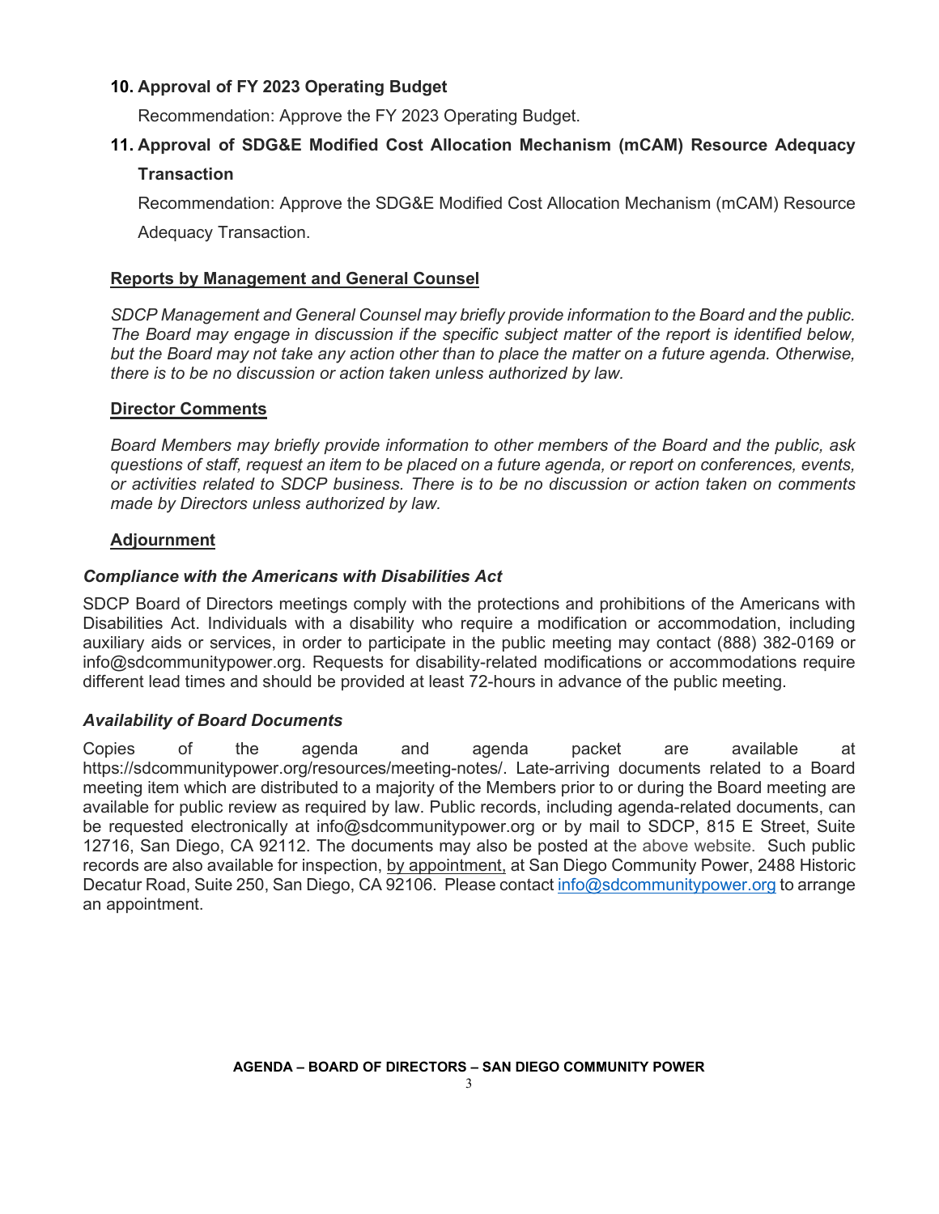**10. Approval of FY 2023 Operating Budget**

Recommendation: Approve the FY 2023 Operating Budget.

**11. Approval of SDG&E Modified Cost Allocation Mechanism (mCAM) Resource Adequacy Transaction**

Recommendation: Approve the SDG&E Modified Cost Allocation Mechanism (mCAM) Resource Adequacy Transaction.

**<u>Reports by Management and General Counsel</u>**

*SDCP Management and General Counsel may briefly provide information to the Board and the public. The Board may engage in discussion if the specific subject matter of the report is identified below, but the Board may not take any action other than to place the matter on a future agenda. Otherwise, there is to be no discussion or action taken unless authorized by law.*

**<u>Director Comments</u>**

*Board Members may briefly provide information to other members of the Board and the public, ask questions of staff, request an item to be placed on a future agenda, or report on conferences, events, or activities related to SDCP business. There is to be no discussion or action taken on comments made by Directors unless authorized by law.*

**<u>Adjournment</u>**

***Compliance with the Americans with Disabilities Act***

SDCP Board of Directors meetings comply with the protections and prohibitions of the Americans with Disabilities Act. Individuals with a disability who require a modification or accommodation, including auxiliary aids or services, in order to participate in the public meeting may contact (888) 382-0169 or info@sdcommunitypower.org. Requests for disability-related modifications or accommodations require different lead times and should be provided at least 72-hours in advance of the public meeting.

***Availability of Board Documents***

Copies of the agenda and agenda packet are available at https://sdcommunitypower.org/resources/meeting-notes/. Late-arriving documents related to a Board meeting item which are distributed to a majority of the Members prior to or during the Board meeting are available for public review as required by law. Public records, including agenda-related documents, can be requested electronically at info@sdcommunitypower.org or by mail to SDCP, 815 E Street, Suite 12716, San Diego, CA 92112. The documents may also be posted at the above website. Such public records are also available for inspection, <u>by appointment,</u> at San Diego Community Power, 2488 Historic Decatur Road, Suite 250, San Diego, CA 92106. Please contact info@sdcommunitypower.org to arrange an appointment.